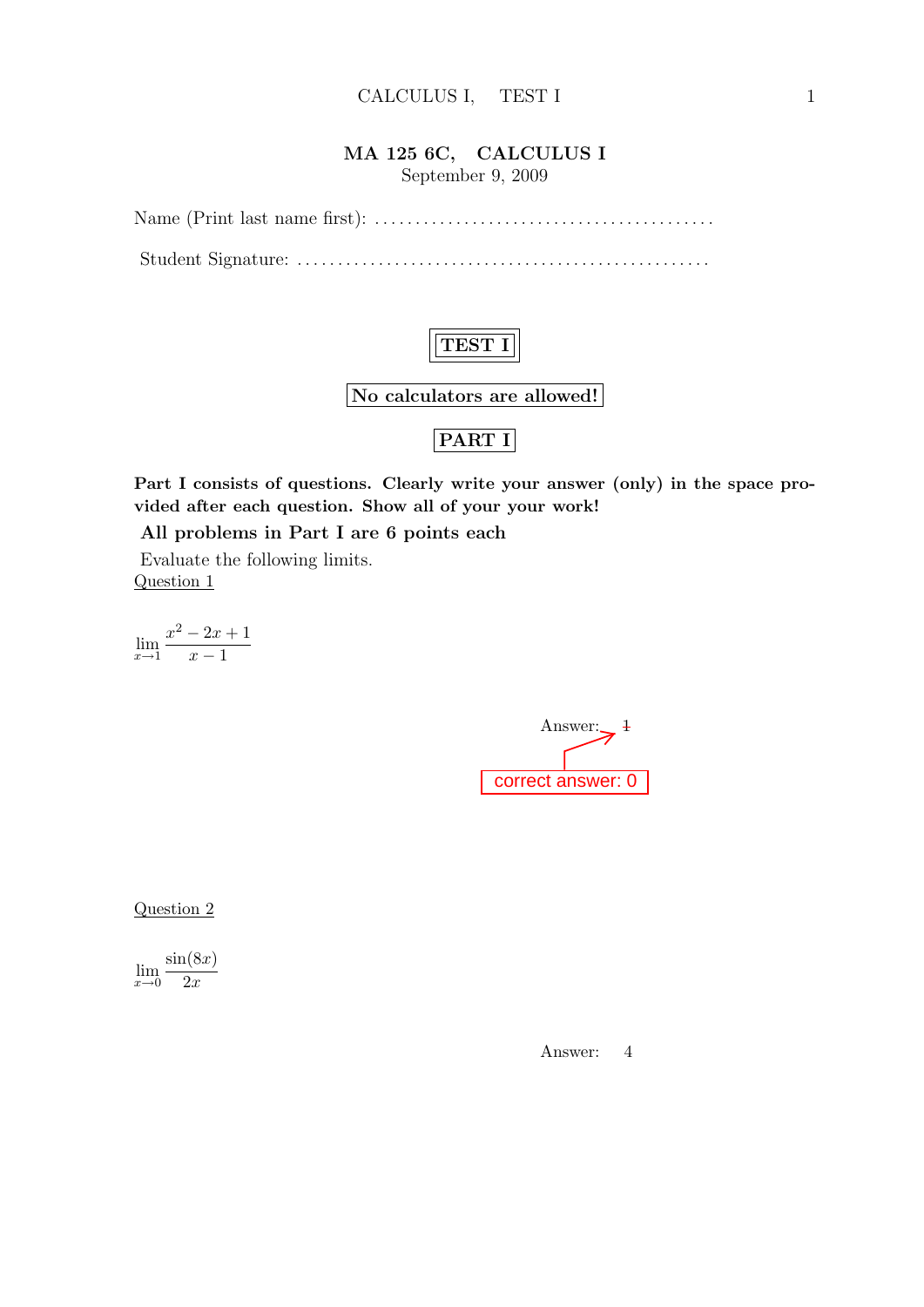## MA 125 6C, CALCULUS I

September 9, 2009

Name (Print last name first): .........................................

Student Signature: ...................................................

**TEST I**

**No calculators are allowed!**

**PART I**

**Part I consists of questions. Clearly write your answer (only) in the space provided after each question. Show all of your your work!**

**All problems in Part I are 6 points each**

Evaluate the following limits.

Question 1

$$\lim_{x \to 1} \frac{x^2 - 2x + 1}{x - 1}$$

Answer: ~~1~~

correct answer: 0

Question 2

$$\lim_{x \to 0} \frac{\sin(8x)}{2x}$$

Answer: 4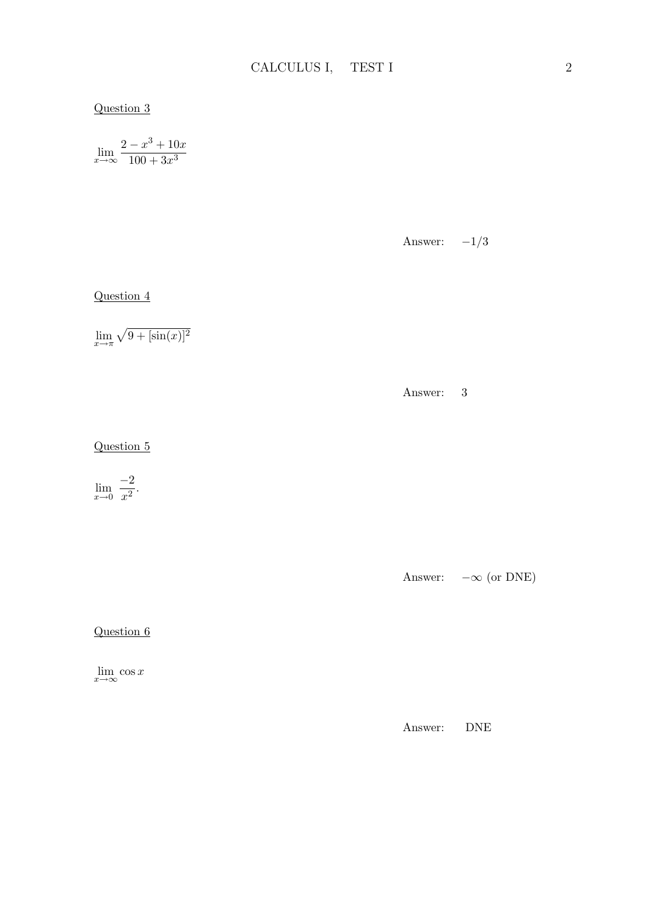Question 3

$$\lim_{x\to\infty} \frac{2 - x^3 + 10x}{100 + 3x^3}$$

Answer: $-1/3$

Question 4

$$\lim_{x\to\pi} \sqrt{9 + [\sin(x)]^2}$$

Answer: 3

Question 5

$$\lim_{x\to 0} \frac{-2}{x^2}.$$

Answer: $-\infty$ (or DNE)

Question 6

$$\lim_{x\to\infty} \cos x$$

Answer: DNE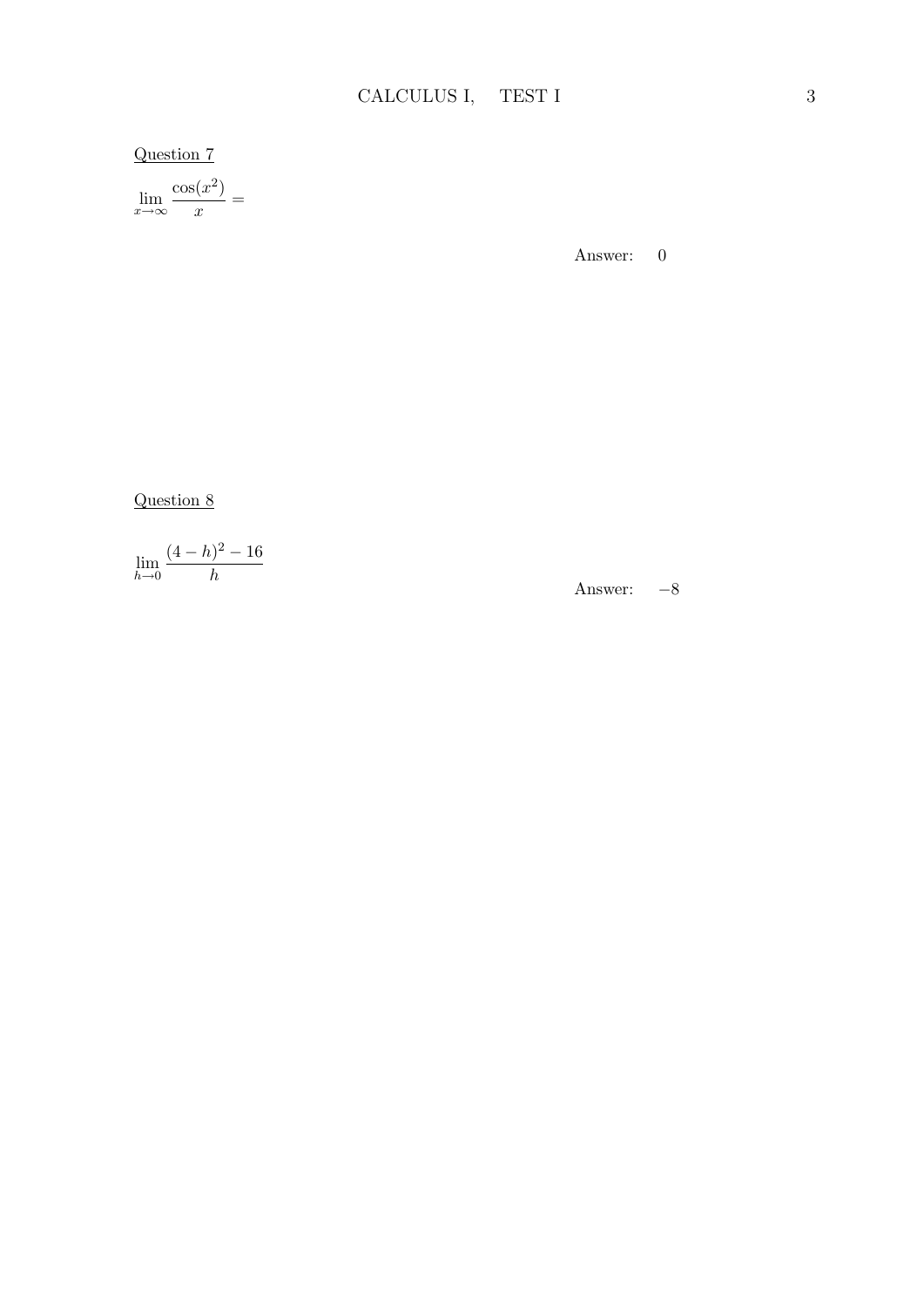Question 7

$$\lim_{x \to \infty} \frac{\cos(x^2)}{x} =$$

Answer: $0$

Question 8

$$\lim_{h \to 0} \frac{(4-h)^2 - 16}{h}$$

Answer: $-8$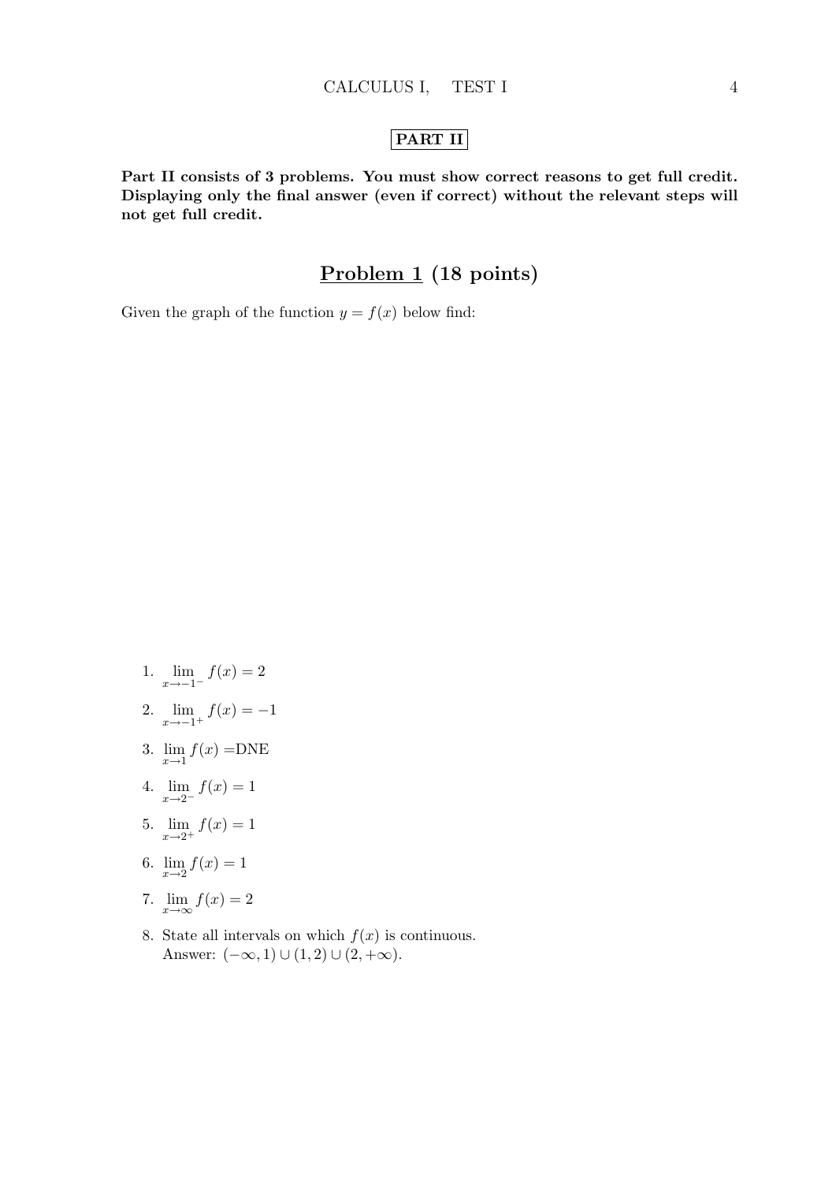## PART II

**Part II consists of 3 problems. You must show correct reasons to get full credit. Displaying only the final answer (even if correct) without the relevant steps will not get full credit.**

## Problem 1 (18 points)

Given the graph of the function $y = f(x)$ below find:

1. $\lim_{x \to -1^-} f(x) = 2$
2. $\lim_{x \to -1^+} f(x) = -1$
3. $\lim_{x \to 1} f(x) =$DNE
4. $\lim_{x \to 2^-} f(x) = 1$
5. $\lim_{x \to 2^+} f(x) = 1$
6. $\lim_{x \to 2} f(x) = 1$
7. $\lim_{x \to \infty} f(x) = 2$
8. State all intervals on which $f(x)$ is continuous.
   Answer: $(-\infty, 1) \cup (1, 2) \cup (2, +\infty)$.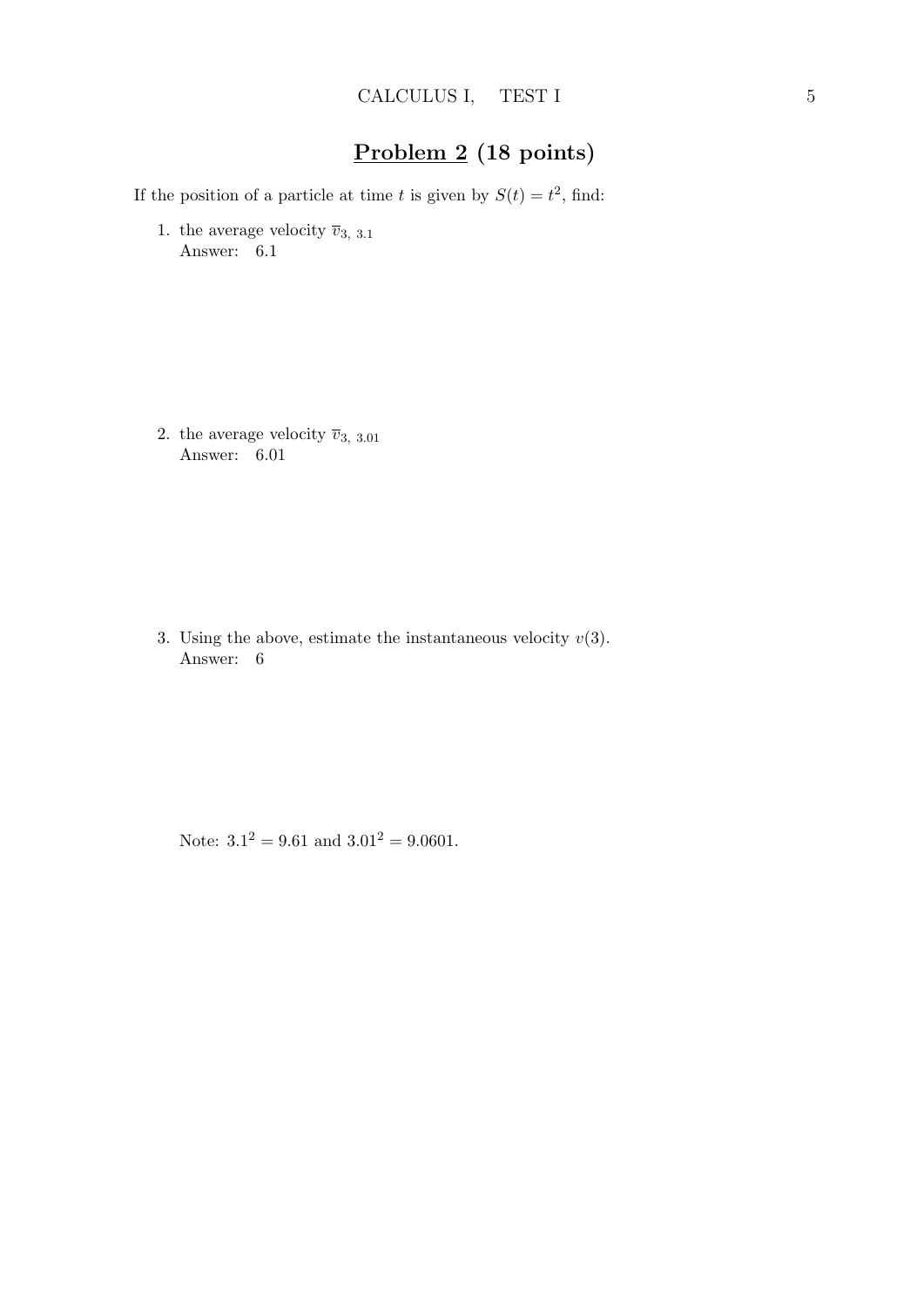## **Problem 2** (18 points)

If the position of a particle at time $t$ is given by $S(t) = t^2$, find:

1. the average velocity $\overline{v}_{3,\ 3.1}$
   Answer: 6.1

2. the average velocity $\overline{v}_{3,\ 3.01}$
   Answer: 6.01

3. Using the above, estimate the instantaneous velocity $v(3)$.
   Answer: 6

Note: $3.1^2 = 9.61$ and $3.01^2 = 9.0601$.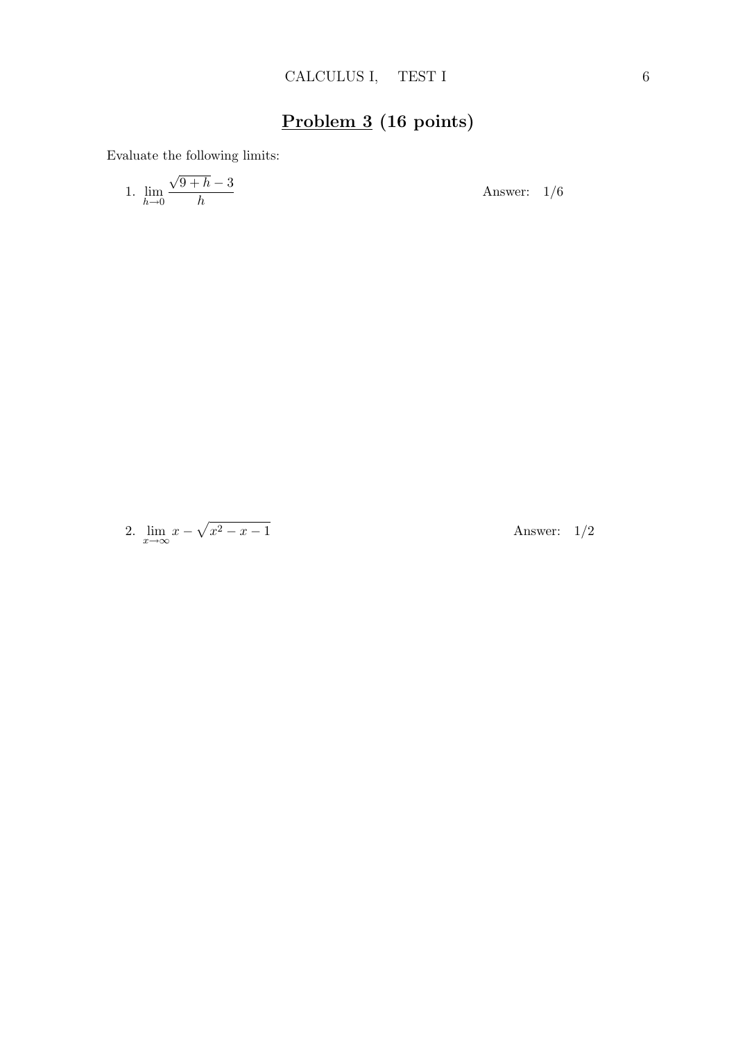## Problem 3 (16 points)

Evaluate the following limits:

1. $\lim_{h \to 0} \dfrac{\sqrt{9+h} - 3}{h}$ Answer: 1/6

2. $\lim_{x \to \infty} x - \sqrt{x^2 - x - 1}$ Answer: 1/2